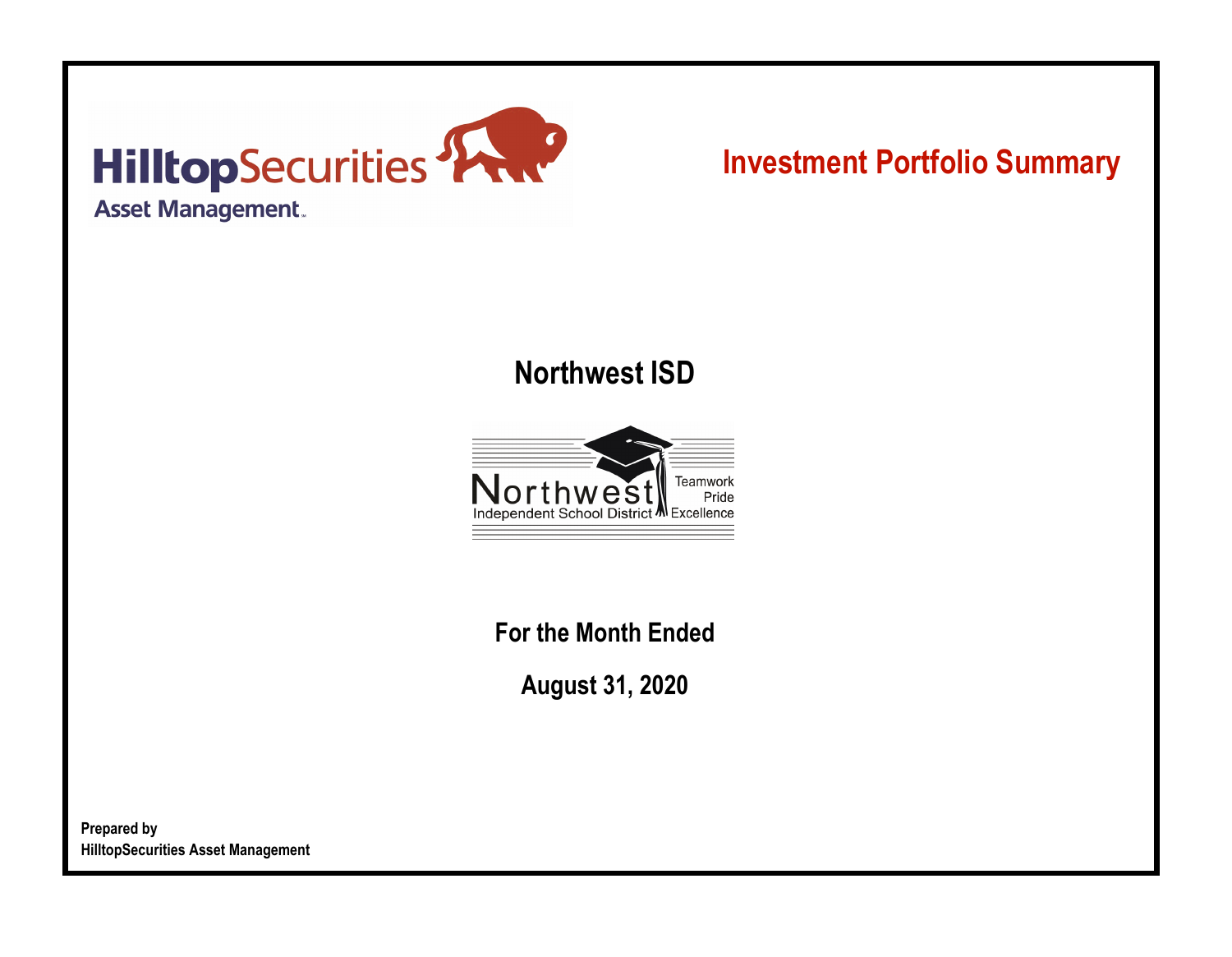HilltopSecurities Asset Management

# Investment Portfolio Summary

## Northwest ISD

Northwest Independent School District — Teamwork Pride Excellence

**For the Month Ended**

**August 31, 2020**

**Prepared by**
**HilltopSecurities Asset Management**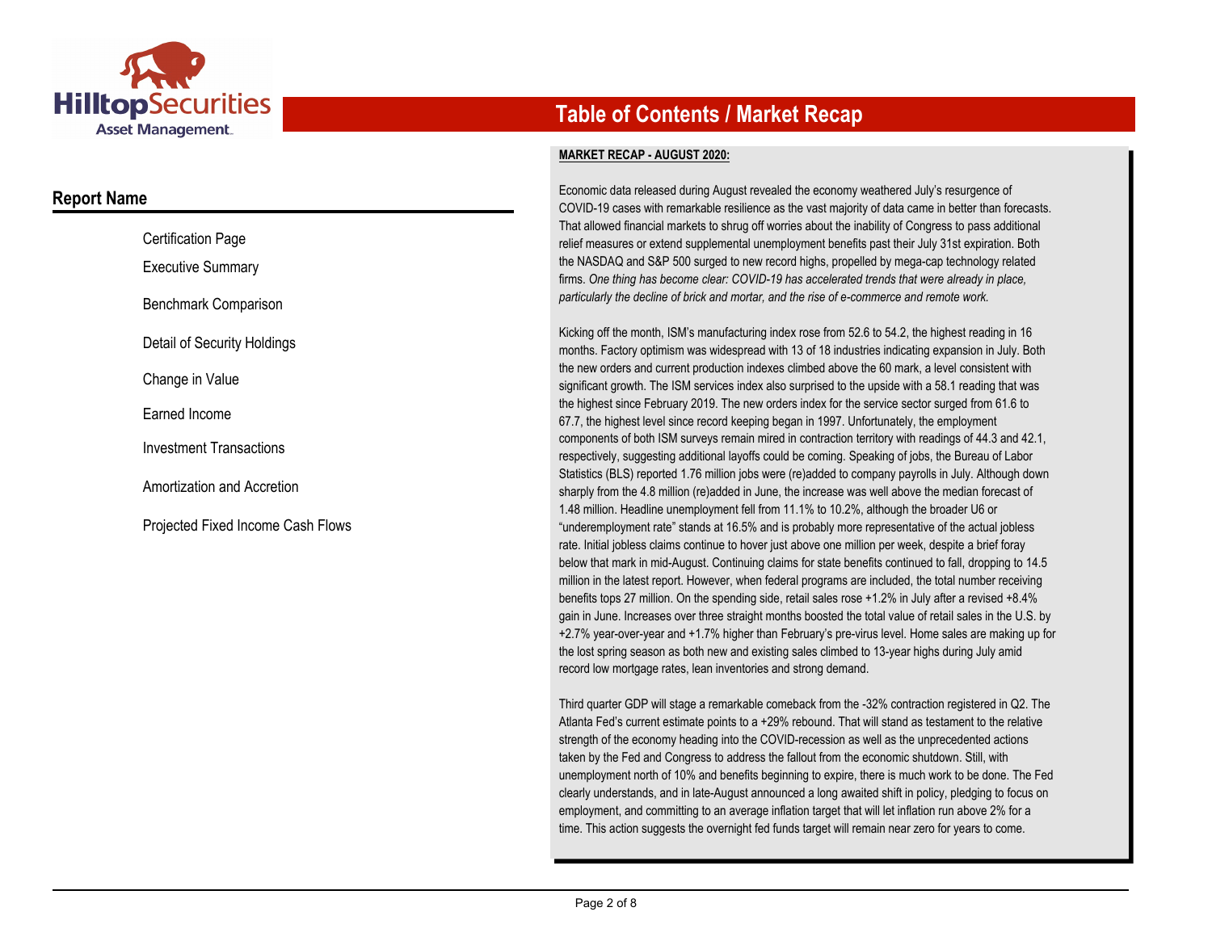# Table of Contents / Market Recap

## Report Name

- Certification Page
- Executive Summary
- Benchmark Comparison
- Detail of Security Holdings
- Change in Value
- Earned Income
- Investment Transactions
- Amortization and Accretion
- Projected Fixed Income Cash Flows

**MARKET RECAP - AUGUST 2020:**

Economic data released during August revealed the economy weathered July's resurgence of COVID-19 cases with remarkable resilience as the vast majority of data came in better than forecasts. That allowed financial markets to shrug off worries about the inability of Congress to pass additional relief measures or extend supplemental unemployment benefits past their July 31st expiration. Both the NASDAQ and S&P 500 surged to new record highs, propelled by mega-cap technology related firms. *One thing has become clear: COVID-19 has accelerated trends that were already in place, particularly the decline of brick and mortar, and the rise of e-commerce and remote work.*

Kicking off the month, ISM's manufacturing index rose from 52.6 to 54.2, the highest reading in 16 months. Factory optimism was widespread with 13 of 18 industries indicating expansion in July. Both the new orders and current production indexes climbed above the 60 mark, a level consistent with significant growth. The ISM services index also surprised to the upside with a 58.1 reading that was the highest since February 2019. The new orders index for the service sector surged from 61.6 to 67.7, the highest level since record keeping began in 1997. Unfortunately, the employment components of both ISM surveys remain mired in contraction territory with readings of 44.3 and 42.1, respectively, suggesting additional layoffs could be coming. Speaking of jobs, the Bureau of Labor Statistics (BLS) reported 1.76 million jobs were (re)added to company payrolls in July. Although down sharply from the 4.8 million (re)added in June, the increase was well above the median forecast of 1.48 million. Headline unemployment fell from 11.1% to 10.2%, although the broader U6 or "underemployment rate" stands at 16.5% and is probably more representative of the actual jobless rate. Initial jobless claims continue to hover just above one million per week, despite a brief foray below that mark in mid-August. Continuing claims for state benefits continued to fall, dropping to 14.5 million in the latest report. However, when federal programs are included, the total number receiving benefits tops 27 million. On the spending side, retail sales rose +1.2% in July after a revised +8.4% gain in June. Increases over three straight months boosted the total value of retail sales in the U.S. by +2.7% year-over-year and +1.7% higher than February's pre-virus level. Home sales are making up for the lost spring season as both new and existing sales climbed to 13-year highs during July amid record low mortgage rates, lean inventories and strong demand.

Third quarter GDP will stage a remarkable comeback from the -32% contraction registered in Q2. The Atlanta Fed's current estimate points to a +29% rebound. That will stand as testament to the relative strength of the economy heading into the COVID-recession as well as the unprecedented actions taken by the Fed and Congress to address the fallout from the economic shutdown. Still, with unemployment north of 10% and benefits beginning to expire, there is much work to be done. The Fed clearly understands, and in late-August announced a long awaited shift in policy, pledging to focus on employment, and committing to an average inflation target that will let inflation run above 2% for a time. This action suggests the overnight fed funds target will remain near zero for years to come.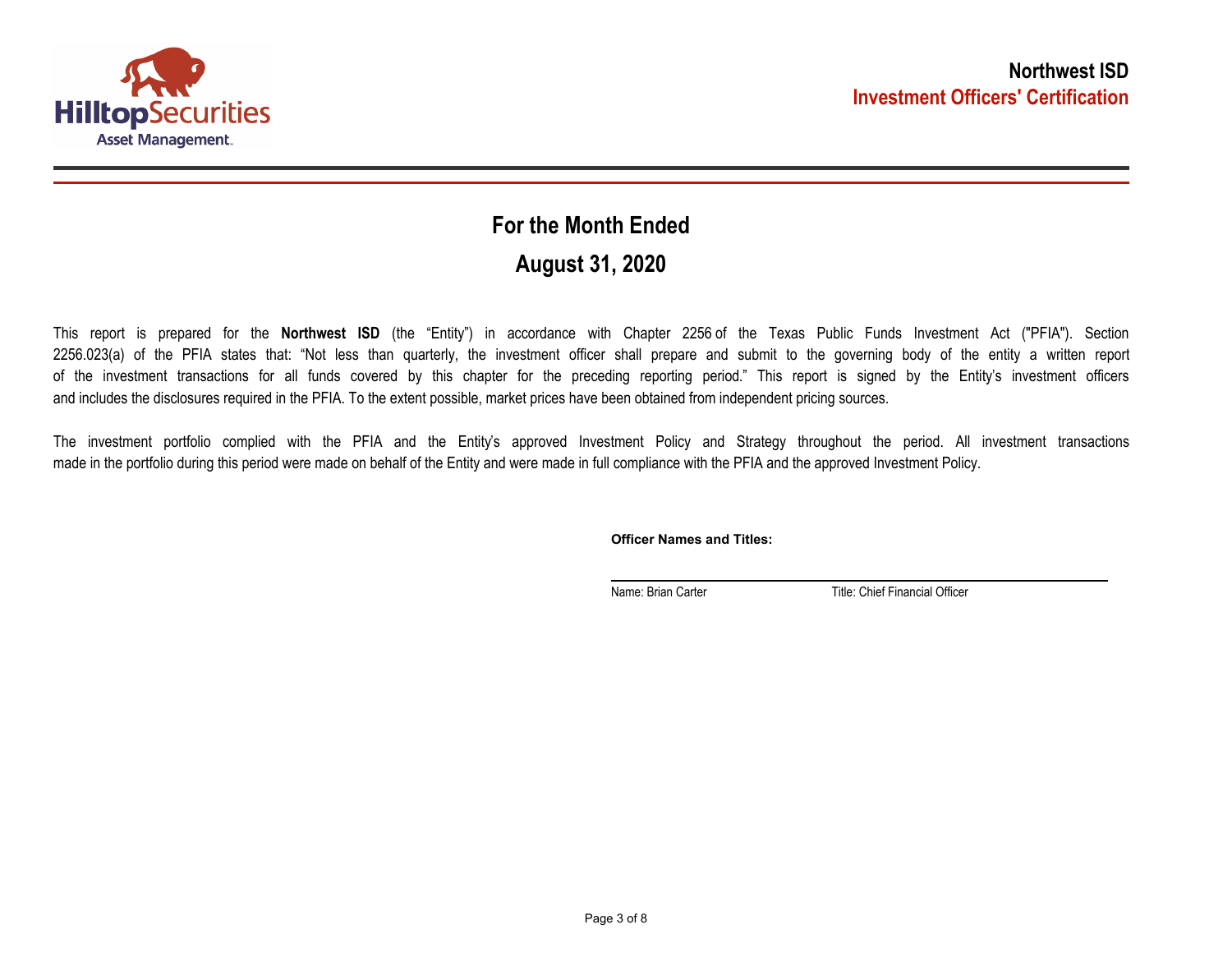# Northwest ISD
## Investment Officers' Certification

## For the Month Ended
## August 31, 2020

This report is prepared for the **Northwest ISD** (the "Entity") in accordance with Chapter 2256 of the Texas Public Funds Investment Act ("PFIA"). Section 2256.023(a) of the PFIA states that: "Not less than quarterly, the investment officer shall prepare and submit to the governing body of the entity a written report of the investment transactions for all funds covered by this chapter for the preceding reporting period." This report is signed by the Entity's investment officers and includes the disclosures required in the PFIA. To the extent possible, market prices have been obtained from independent pricing sources.

The investment portfolio complied with the PFIA and the Entity's approved Investment Policy and Strategy throughout the period. All investment transactions made in the portfolio during this period were made on behalf of the Entity and were made in full compliance with the PFIA and the approved Investment Policy.

**Officer Names and Titles:**

Name: Brian Carter Title: Chief Financial Officer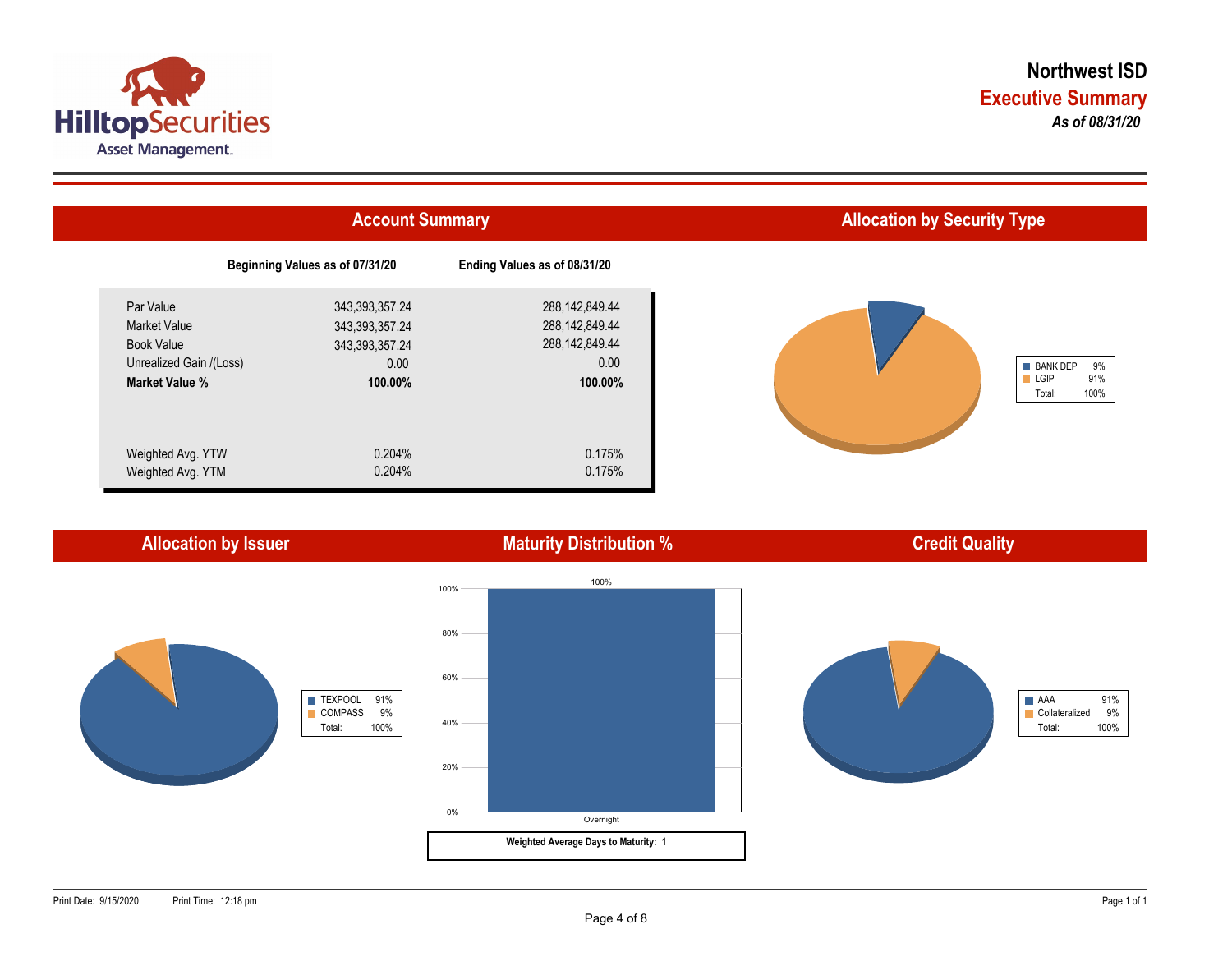# Northwest ISD

## Executive Summary

*As of 08/31/20*

## Account Summary

| | Beginning Values as of 07/31/20 | Ending Values as of 08/31/20 |
|---|---|---|
| Par Value | 343,393,357.24 | 288,142,849.44 |
| Market Value | 343,393,357.24 | 288,142,849.44 |
| Book Value | 343,393,357.24 | 288,142,849.44 |
| Unrealized Gain /(Loss) | 0.00 | 0.00 |
| **Market Value %** | **100.00%** | **100.00%** |
| Weighted Avg. YTW | 0.204% | 0.175% |
| Weighted Avg. YTM | 0.204% | 0.175% |

## Allocation by Security Type

| | |
|---|---|
| BANK DEP | 9% |
| LGIP | 91% |
| Total: | 100% |

## Allocation by Issuer

| | |
|---|---|
| TEXPOOL | 91% |
| COMPASS | 9% |
| Total: | 100% |

## Maturity Distribution %

| Maturity | % |
|---|---|
| Overnight | 100% |

**Weighted Average Days to Maturity: 1**

## Credit Quality

| | |
|---|---|
| AAA | 91% |
| Collateralized | 9% |
| Total: | 100% |

Print Date: 9/15/2020 Print Time: 12:18 pm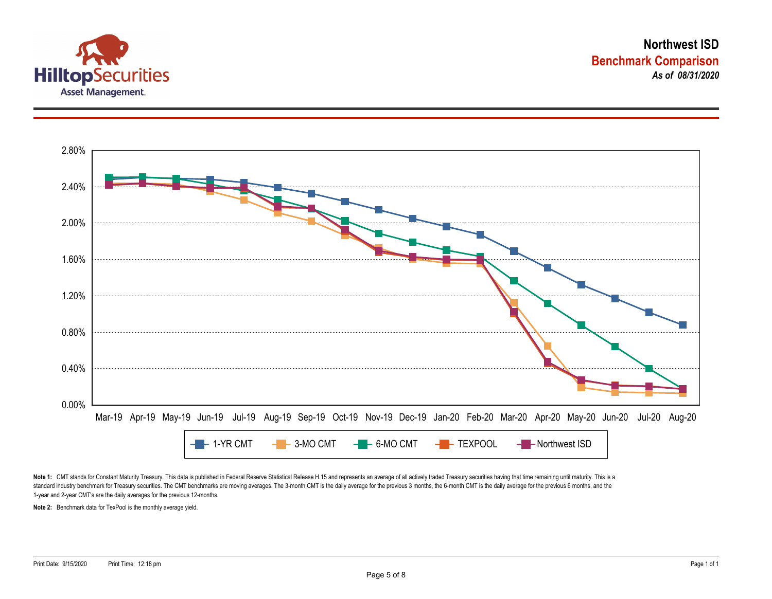# Northwest ISD

## Benchmark Comparison

***As of 08/31/2020***

**Note 1:** CMT stands for Constant Maturity Treasury. This data is published in Federal Reserve Statistical Release H.15 and represents an average of all actively traded Treasury securities having that time remaining until maturity. This is a standard industry benchmark for Treasury securities. The CMT benchmarks are moving averages. The 3-month CMT is the daily average for the previous 3 months, the 6-month CMT is the daily average for the previous 6 months, and the 1-year and 2-year CMT's are the daily averages for the previous 12-months.

**Note 2:** Benchmark data for TexPool is the monthly average yield.

Print Date: 9/15/2020 Print Time: 12:18 pm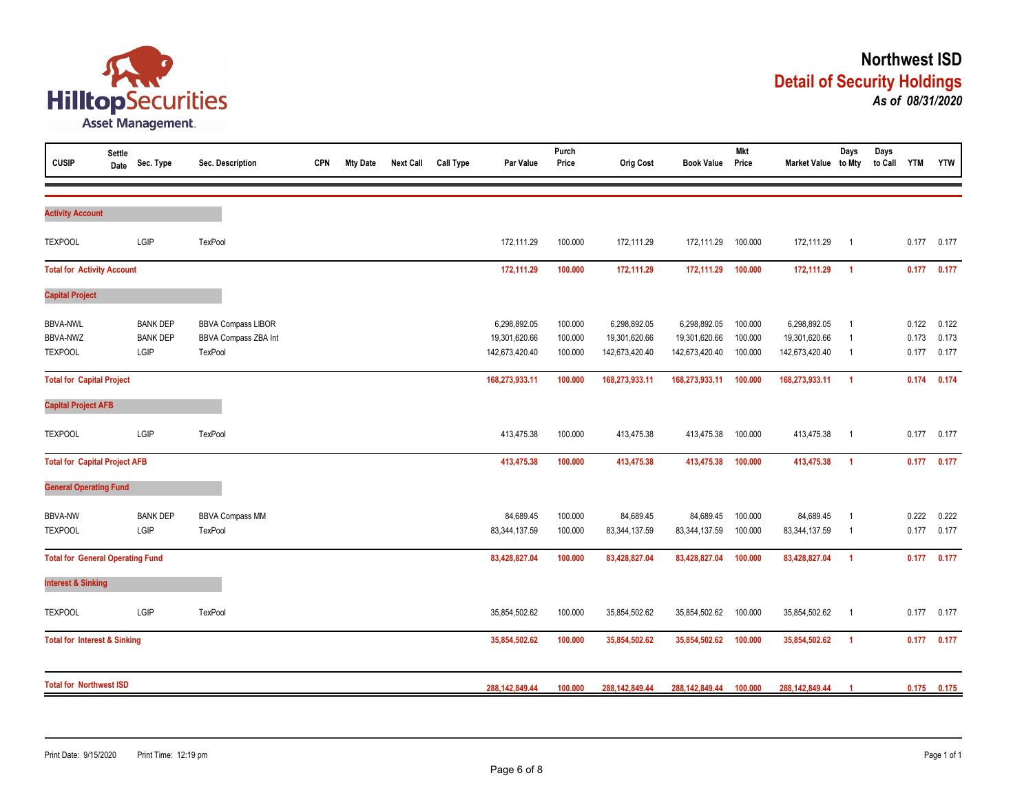# Northwest ISD

## Detail of Security Holdings

***As of 08/31/2020***

| CUSIP | Settle Date | Sec. Type | Sec. Description | CPN | Mty Date | Next Call | Call Type | Par Value | Purch Price | Orig Cost | Book Value | Mkt Price | Market Value | Days to Mty | Days to Call | YTM | YTW |
|---|---|---|---|---|---|---|---|---|---|---|---|---|---|---|---|---|---|
| **Activity Account** | | | | | | | | | | | | | | | | | |
| TEXPOOL | | LGIP | TexPool | | | | | 172,111.29 | 100.000 | 172,111.29 | 172,111.29 | 100.000 | 172,111.29 | 1 | | 0.177 | 0.177 |
| **Total for Activity Account** | | | | | | | | **172,111.29** | **100.000** | **172,111.29** | **172,111.29** | **100.000** | **172,111.29** | **1** | | **0.177** | **0.177** |
| **Capital Project** | | | | | | | | | | | | | | | | | |
| BBVA-NWL | | BANK DEP | BBVA Compass LIBOR | | | | | 6,298,892.05 | 100.000 | 6,298,892.05 | 6,298,892.05 | 100.000 | 6,298,892.05 | 1 | | 0.122 | 0.122 |
| BBVA-NWZ | | BANK DEP | BBVA Compass ZBA Int | | | | | 19,301,620.66 | 100.000 | 19,301,620.66 | 19,301,620.66 | 100.000 | 19,301,620.66 | 1 | | 0.173 | 0.173 |
| TEXPOOL | | LGIP | TexPool | | | | | 142,673,420.40 | 100.000 | 142,673,420.40 | 142,673,420.40 | 100.000 | 142,673,420.40 | 1 | | 0.177 | 0.177 |
| **Total for Capital Project** | | | | | | | | **168,273,933.11** | **100.000** | **168,273,933.11** | **168,273,933.11** | **100.000** | **168,273,933.11** | **1** | | **0.174** | **0.174** |
| **Capital Project AFB** | | | | | | | | | | | | | | | | | |
| TEXPOOL | | LGIP | TexPool | | | | | 413,475.38 | 100.000 | 413,475.38 | 413,475.38 | 100.000 | 413,475.38 | 1 | | 0.177 | 0.177 |
| **Total for Capital Project AFB** | | | | | | | | **413,475.38** | **100.000** | **413,475.38** | **413,475.38** | **100.000** | **413,475.38** | **1** | | **0.177** | **0.177** |
| **General Operating Fund** | | | | | | | | | | | | | | | | | |
| BBVA-NW | | BANK DEP | BBVA Compass MM | | | | | 84,689.45 | 100.000 | 84,689.45 | 84,689.45 | 100.000 | 84,689.45 | 1 | | 0.222 | 0.222 |
| TEXPOOL | | LGIP | TexPool | | | | | 83,344,137.59 | 100.000 | 83,344,137.59 | 83,344,137.59 | 100.000 | 83,344,137.59 | 1 | | 0.177 | 0.177 |
| **Total for General Operating Fund** | | | | | | | | **83,428,827.04** | **100.000** | **83,428,827.04** | **83,428,827.04** | **100.000** | **83,428,827.04** | **1** | | **0.177** | **0.177** |
| **Interest & Sinking** | | | | | | | | | | | | | | | | | |
| TEXPOOL | | LGIP | TexPool | | | | | 35,854,502.62 | 100.000 | 35,854,502.62 | 35,854,502.62 | 100.000 | 35,854,502.62 | 1 | | 0.177 | 0.177 |
| **Total for Interest & Sinking** | | | | | | | | **35,854,502.62** | **100.000** | **35,854,502.62** | **35,854,502.62** | **100.000** | **35,854,502.62** | **1** | | **0.177** | **0.177** |
| **Total for Northwest ISD** | | | | | | | | **288,142,849.44** | **100.000** | **288,142,849.44** | **288,142,849.44** | **100.000** | **288,142,849.44** | **1** | | **0.175** | **0.175** |

Print Date: 9/15/2020 Print Time: 12:19 pm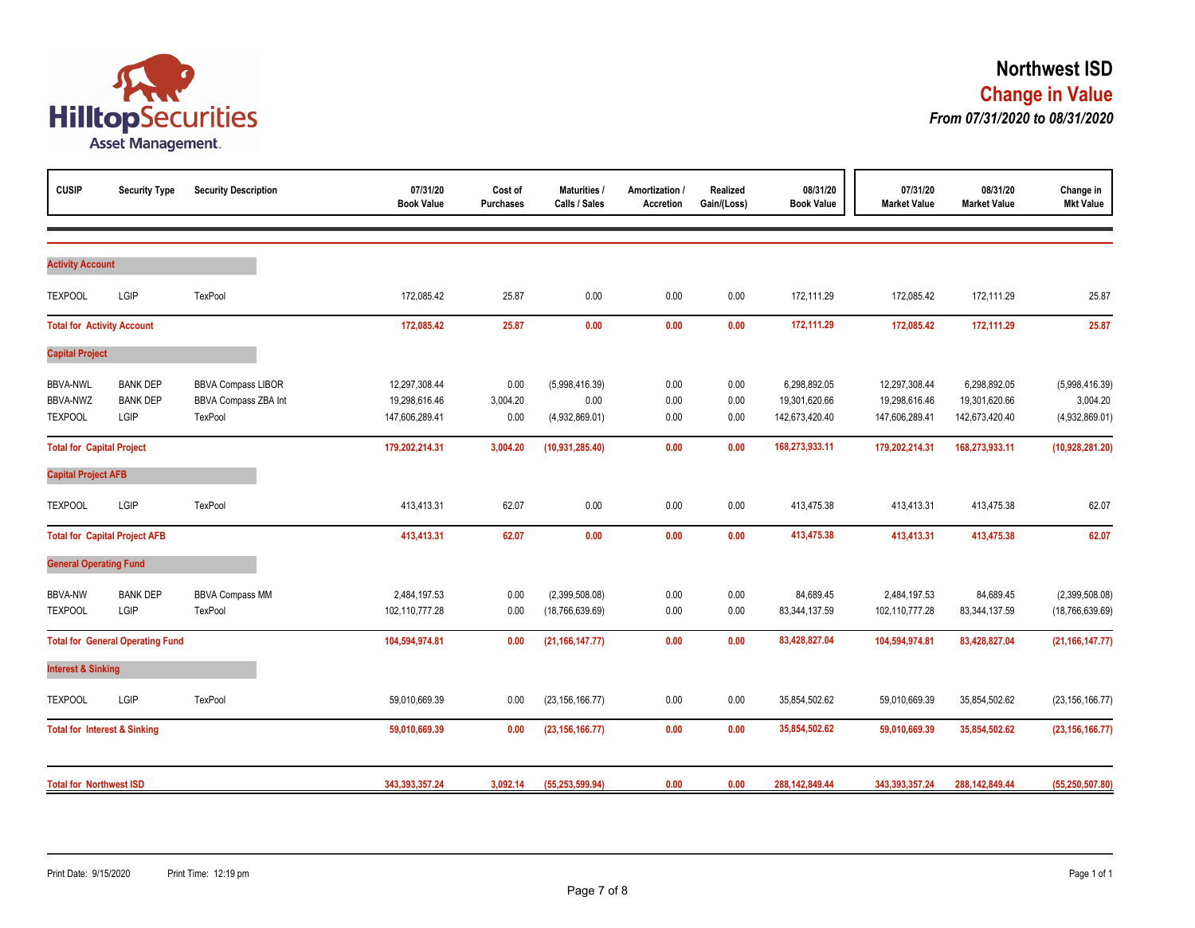# Northwest ISD

## Change in Value

### *From 07/31/2020 to 08/31/2020*

Hilltop Securities Asset Management

| CUSIP | Security Type | Security Description | 07/31/20 Book Value | Cost of Purchases | Maturities / Calls / Sales | Amortization / Accretion | Realized Gain/(Loss) | 08/31/20 Book Value | 07/31/20 Market Value | 08/31/20 Market Value | Change in Mkt Value |
|---|---|---|---|---|---|---|---|---|---|---|---|
| **Activity Account** | | | | | | | | | | | |
| TEXPOOL | LGIP | TexPool | 172,085.42 | 25.87 | 0.00 | 0.00 | 0.00 | 172,111.29 | 172,085.42 | 172,111.29 | 25.87 |
| **Total for Activity Account** | | | **172,085.42** | **25.87** | **0.00** | **0.00** | **0.00** | **172,111.29** | **172,085.42** | **172,111.29** | **25.87** |
| **Capital Project** | | | | | | | | | | | |
| BBVA-NWL | BANK DEP | BBVA Compass LIBOR | 12,297,308.44 | 0.00 | (5,998,416.39) | 0.00 | 0.00 | 6,298,892.05 | 12,297,308.44 | 6,298,892.05 | (5,998,416.39) |
| BBVA-NWZ | BANK DEP | BBVA Compass ZBA Int | 19,298,616.46 | 3,004.20 | 0.00 | 0.00 | 0.00 | 19,301,620.66 | 19,298,616.46 | 19,301,620.66 | 3,004.20 |
| TEXPOOL | LGIP | TexPool | 147,606,289.41 | 0.00 | (4,932,869.01) | 0.00 | 0.00 | 142,673,420.40 | 147,606,289.41 | 142,673,420.40 | (4,932,869.01) |
| **Total for Capital Project** | | | **179,202,214.31** | **3,004.20** | **(10,931,285.40)** | **0.00** | **0.00** | **168,273,933.11** | **179,202,214.31** | **168,273,933.11** | **(10,928,281.20)** |
| **Capital Project AFB** | | | | | | | | | | | |
| TEXPOOL | LGIP | TexPool | 413,413.31 | 62.07 | 0.00 | 0.00 | 0.00 | 413,475.38 | 413,413.31 | 413,475.38 | 62.07 |
| **Total for Capital Project AFB** | | | **413,413.31** | **62.07** | **0.00** | **0.00** | **0.00** | **413,475.38** | **413,413.31** | **413,475.38** | **62.07** |
| **General Operating Fund** | | | | | | | | | | | |
| BBVA-NW | BANK DEP | BBVA Compass MM | 2,484,197.53 | 0.00 | (2,399,508.08) | 0.00 | 0.00 | 84,689.45 | 2,484,197.53 | 84,689.45 | (2,399,508.08) |
| TEXPOOL | LGIP | TexPool | 102,110,777.28 | 0.00 | (18,766,639.69) | 0.00 | 0.00 | 83,344,137.59 | 102,110,777.28 | 83,344,137.59 | (18,766,639.69) |
| **Total for General Operating Fund** | | | **104,594,974.81** | **0.00** | **(21,166,147.77)** | **0.00** | **0.00** | **83,428,827.04** | **104,594,974.81** | **83,428,827.04** | **(21,166,147.77)** |
| **Interest & Sinking** | | | | | | | | | | | |
| TEXPOOL | LGIP | TexPool | 59,010,669.39 | 0.00 | (23,156,166.77) | 0.00 | 0.00 | 35,854,502.62 | 59,010,669.39 | 35,854,502.62 | (23,156,166.77) |
| **Total for Interest & Sinking** | | | **59,010,669.39** | **0.00** | **(23,156,166.77)** | **0.00** | **0.00** | **35,854,502.62** | **59,010,669.39** | **35,854,502.62** | **(23,156,166.77)** |
| **Total for Northwest ISD** | | | **343,393,357.24** | **3,092.14** | **(55,253,599.94)** | **0.00** | **0.00** | **288,142,849.44** | **343,393,357.24** | **288,142,849.44** | **(55,250,507.80)** |

Print Date: 9/15/2020 Print Time: 12:19 pm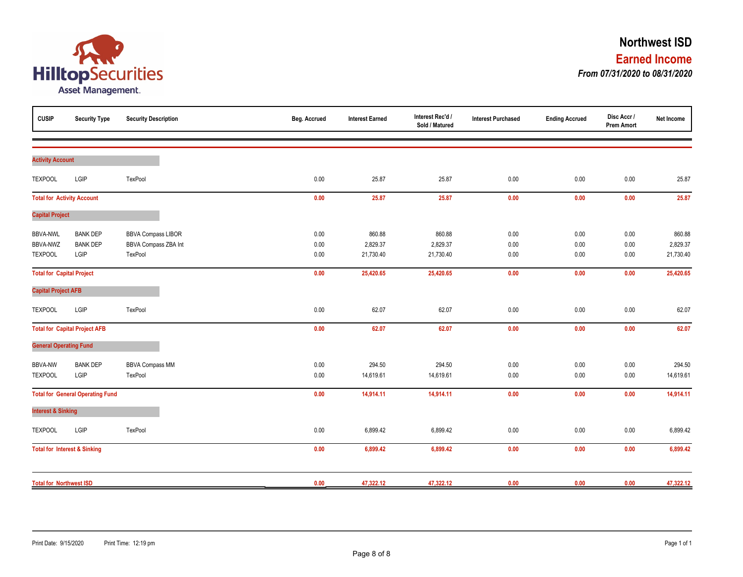# Northwest ISD

## Earned Income

***From 07/31/2020 to 08/31/2020***

| CUSIP | Security Type | Security Description | Beg. Accrued | Interest Earned | Interest Rec'd / Sold / Matured | Interest Purchased | Ending Accrued | Disc Accr / Prem Amort | Net Income |
|---|---|---|---|---|---|---|---|---|---|
| **Activity Account** | | | | | | | | | |
| TEXPOOL | LGIP | TexPool | 0.00 | 25.87 | 25.87 | 0.00 | 0.00 | 0.00 | 25.87 |
| **Total for Activity Account** | | | **0.00** | **25.87** | **25.87** | **0.00** | **0.00** | **0.00** | **25.87** |
| **Capital Project** | | | | | | | | | |
| BBVA-NWL | BANK DEP | BBVA Compass LIBOR | 0.00 | 860.88 | 860.88 | 0.00 | 0.00 | 0.00 | 860.88 |
| BBVA-NWZ | BANK DEP | BBVA Compass ZBA Int | 0.00 | 2,829.37 | 2,829.37 | 0.00 | 0.00 | 0.00 | 2,829.37 |
| TEXPOOL | LGIP | TexPool | 0.00 | 21,730.40 | 21,730.40 | 0.00 | 0.00 | 0.00 | 21,730.40 |
| **Total for Capital Project** | | | **0.00** | **25,420.65** | **25,420.65** | **0.00** | **0.00** | **0.00** | **25,420.65** |
| **Capital Project AFB** | | | | | | | | | |
| TEXPOOL | LGIP | TexPool | 0.00 | 62.07 | 62.07 | 0.00 | 0.00 | 0.00 | 62.07 |
| **Total for Capital Project AFB** | | | **0.00** | **62.07** | **62.07** | **0.00** | **0.00** | **0.00** | **62.07** |
| **General Operating Fund** | | | | | | | | | |
| BBVA-NW | BANK DEP | BBVA Compass MM | 0.00 | 294.50 | 294.50 | 0.00 | 0.00 | 0.00 | 294.50 |
| TEXPOOL | LGIP | TexPool | 0.00 | 14,619.61 | 14,619.61 | 0.00 | 0.00 | 0.00 | 14,619.61 |
| **Total for General Operating Fund** | | | **0.00** | **14,914.11** | **14,914.11** | **0.00** | **0.00** | **0.00** | **14,914.11** |
| **Interest & Sinking** | | | | | | | | | |
| TEXPOOL | LGIP | TexPool | 0.00 | 6,899.42 | 6,899.42 | 0.00 | 0.00 | 0.00 | 6,899.42 |
| **Total for Interest & Sinking** | | | **0.00** | **6,899.42** | **6,899.42** | **0.00** | **0.00** | **0.00** | **6,899.42** |
| **Total for Northwest ISD** | | | **0.00** | **47,322.12** | **47,322.12** | **0.00** | **0.00** | **0.00** | **47,322.12** |

Print Date: 9/15/2020 Print Time: 12:19 pm